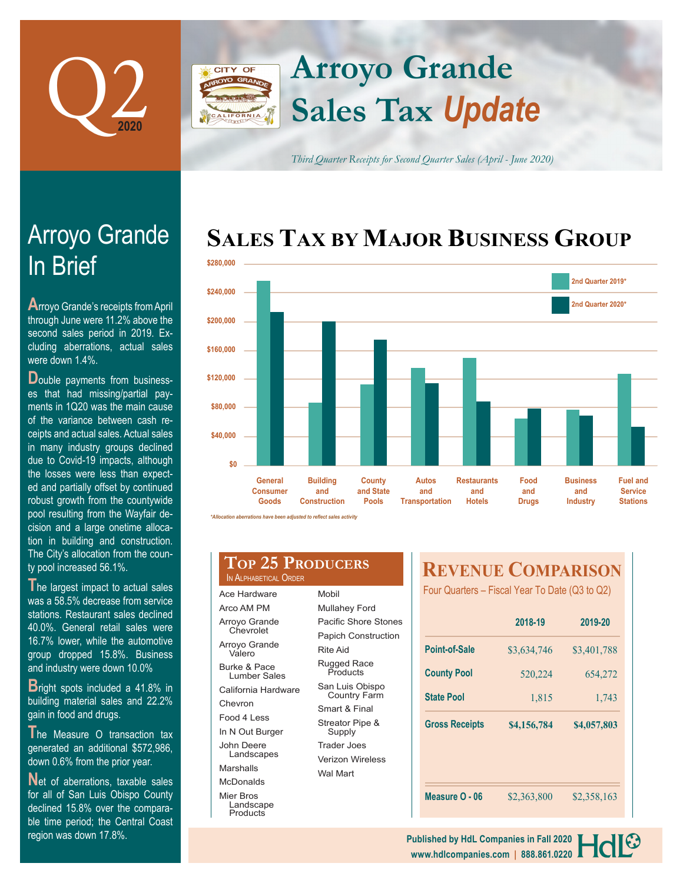# Q2 2020

# Arroyo Grande Sales Tax *Update*

*Third Quarter Receipts for Second Quarter Sales (April - June 2020)*

## Arroyo Grande In Brief

Arroyo Grande's receipts from April through June were 11.2% above the second sales period in 2019. Excluding aberrations, actual sales were down 1.4%.

Double payments from businesses that had missing/partial payments in 1Q20 was the main cause of the variance between cash receipts and actual sales. Actual sales in many industry groups declined due to Covid-19 impacts, although the losses were less than expected and partially offset by continued robust growth from the countywide pool resulting from the Wayfair decision and a large onetime allocation in building and construction. The City's allocation from the county pool increased 56.1%.

The largest impact to actual sales was a 58.5% decrease from service stations. Restaurant sales declined 40.0%. General retail sales were 16.7% lower, while the automotive group dropped 15.8%. Business and industry were down 10.0%

Bright spots included a 41.8% in building material sales and 22.2% gain in food and drugs.

The Measure O transaction tax generated an additional $572,986, down 0.6% from the prior year.

Net of aberrations, taxable sales for all of San Luis Obispo County declined 15.8% over the comparable time period; the Central Coast region was down 17.8%.

## Sales Tax by Major Business Group

Legend: 2nd Quarter 2019*, 2nd Quarter 2020*

Categories: General Consumer Goods; Building and Construction; County and State Pools; Autos and Transportation; Restaurants and Hotels; Food and Drugs; Business and Industry; Fuel and Service Stations

Y-axis: $0 – $280,000

*Allocation aberrations have been adjusted to reflect sales activity*

## Top 25 Producers

In Alphabetical Order

| | |
|---|---|
| Ace Hardware | Mobil |
| Arco AM PM | Mullahey Ford |
| Arroyo Grande Chevrolet | Pacific Shore Stones |
| Arroyo Grande Valero | Papich Construction |
| Burke & Pace Lumber Sales | Rite Aid |
| California Hardware | Rugged Race Products |
| Chevron | San Luis Obispo Country Farm |
| Food 4 Less | Smart & Final |
| In N Out Burger | Streator Pipe & Supply |
| John Deere Landscapes | Trader Joes |
| Marshalls | Verizon Wireless |
| McDonalds | Wal Mart |
| Mier Bros Landscape Products | |

## Revenue Comparison

Four Quarters – Fiscal Year To Date (Q3 to Q2)

| | 2018-19 | 2019-20 |
|---|---|---|
| Point-of-Sale | $3,634,746 | $3,401,788 |
| County Pool | 520,224 | 654,272 |
| State Pool | 1,815 | 1,743 |
| **Gross Receipts** | **$4,156,784** | **$4,057,803** |
| Measure O - 06 | $2,363,800 | $2,358,163 |

Published by HdL Companies in Fall 2020
www.hdlcompanies.com | 888.861.0220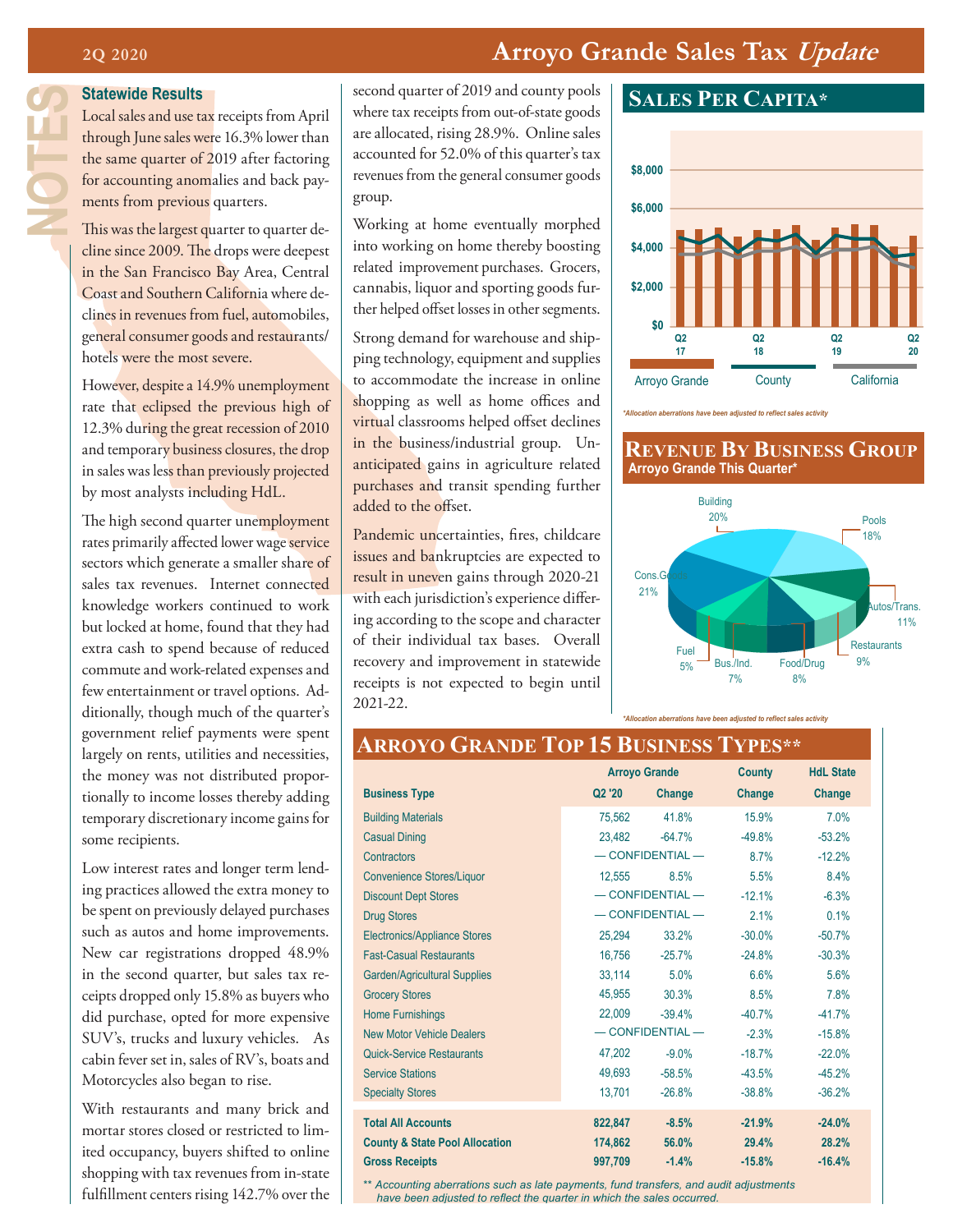# Arroyo Grande Sales Tax *Update*

2Q 2020

NOTES

### Statewide Results

Local sales and use tax receipts from April through June sales were 16.3% lower than the same quarter of 2019 after factoring for accounting anomalies and back payments from previous quarters.

This was the largest quarter to quarter decline since 2009. The drops were deepest in the San Francisco Bay Area, Central Coast and Southern California where declines in revenues from fuel, automobiles, general consumer goods and restaurants/hotels were the most severe.

However, despite a 14.9% unemployment rate that eclipsed the previous high of 12.3% during the great recession of 2010 and temporary business closures, the drop in sales was less than previously projected by most analysts including HdL.

The high second quarter unemployment rates primarily affected lower wage service sectors which generate a smaller share of sales tax revenues. Internet connected knowledge workers continued to work but locked at home, found that they had extra cash to spend because of reduced commute and work-related expenses and few entertainment or travel options. Additionally, though much of the quarter's government relief payments were spent largely on rents, utilities and necessities, the money was not distributed proportionally to income losses thereby adding temporary discretionary income gains for some recipients.

Low interest rates and longer term lending practices allowed the extra money to be spent on previously delayed purchases such as autos and home improvements. New car registrations dropped 48.9% in the second quarter, but sales tax receipts dropped only 15.8% as buyers who did purchase, opted for more expensive SUV's, trucks and luxury vehicles. As cabin fever set in, sales of RV's, boats and Motorcycles also began to rise.

With restaurants and many brick and mortar stores closed or restricted to limited occupancy, buyers shifted to online shopping with tax revenues from in-state fulfillment centers rising 142.7% over the second quarter of 2019 and county pools where tax receipts from out-of-state goods are allocated, rising 28.9%. Online sales accounted for 52.0% of this quarter's tax revenues from the general consumer goods group.

Working at home eventually morphed into working on home thereby boosting related improvement purchases. Grocers, cannabis, liquor and sporting goods further helped offset losses in other segments.

Strong demand for warehouse and shipping technology, equipment and supplies to accommodate the increase in online shopping as well as home offices and virtual classrooms helped offset declines in the business/industrial group. Unanticipated gains in agriculture related purchases and transit spending further added to the offset.

Pandemic uncertainties, fires, childcare issues and bankruptcies are expected to result in uneven gains through 2020-21 with each jurisdiction's experience differing according to the scope and character of their individual tax bases. Overall recovery and improvement in statewide receipts is not expected to begin until 2021-22.

## Sales Per Capita*

$8,000
$6,000
$4,000
$2,000
$0

Q2 17
Q2 18
Q2 19
Q2 20

Arroyo Grande
County
California

*Allocation aberrations have been adjusted to reflect sales activity

## Revenue By Business Group

Arroyo Grande This Quarter*

Building 20%
Pools 18%
Autos/Trans. 11%
Restaurants 9%
Food/Drug 8%
Bus./Ind. 7%
Fuel 5%
Cons.Goods 21%

*Allocation aberrations have been adjusted to reflect sales activity

## Arroyo Grande Top 15 Business Types**

| Business Type | Arroyo Grande Q2 '20 | Arroyo Grande Change | County Change | HdL State Change |
|---|---|---|---|---|
| Building Materials | 75,562 | 41.8% | 15.9% | 7.0% |
| Casual Dining | 23,482 | -64.7% | -49.8% | -53.2% |
| Contractors | — CONFIDENTIAL — | | 8.7% | -12.2% |
| Convenience Stores/Liquor | 12,555 | 8.5% | 5.5% | 8.4% |
| Discount Dept Stores | — CONFIDENTIAL — | | -12.1% | -6.3% |
| Drug Stores | — CONFIDENTIAL — | | 2.1% | 0.1% |
| Electronics/Appliance Stores | 25,294 | 33.2% | -30.0% | -50.7% |
| Fast-Casual Restaurants | 16,756 | -25.7% | -24.8% | -30.3% |
| Garden/Agricultural Supplies | 33,114 | 5.0% | 6.6% | 5.6% |
| Grocery Stores | 45,955 | 30.3% | 8.5% | 7.8% |
| Home Furnishings | 22,009 | -39.4% | -40.7% | -41.7% |
| New Motor Vehicle Dealers | — CONFIDENTIAL — | | -2.3% | -15.8% |
| Quick-Service Restaurants | 47,202 | -9.0% | -18.7% | -22.0% |
| Service Stations | 49,693 | -58.5% | -43.5% | -45.2% |
| Specialty Stores | 13,701 | -26.8% | -38.8% | -36.2% |
| **Total All Accounts** | **822,847** | **-8.5%** | **-21.9%** | **-24.0%** |
| **County & State Pool Allocation** | **174,862** | **56.0%** | **29.4%** | **28.2%** |
| **Gross Receipts** | **997,709** | **-1.4%** | **-15.8%** | **-16.4%** |

*\*\* Accounting aberrations such as late payments, fund transfers, and audit adjustments have been adjusted to reflect the quarter in which the sales occurred.*